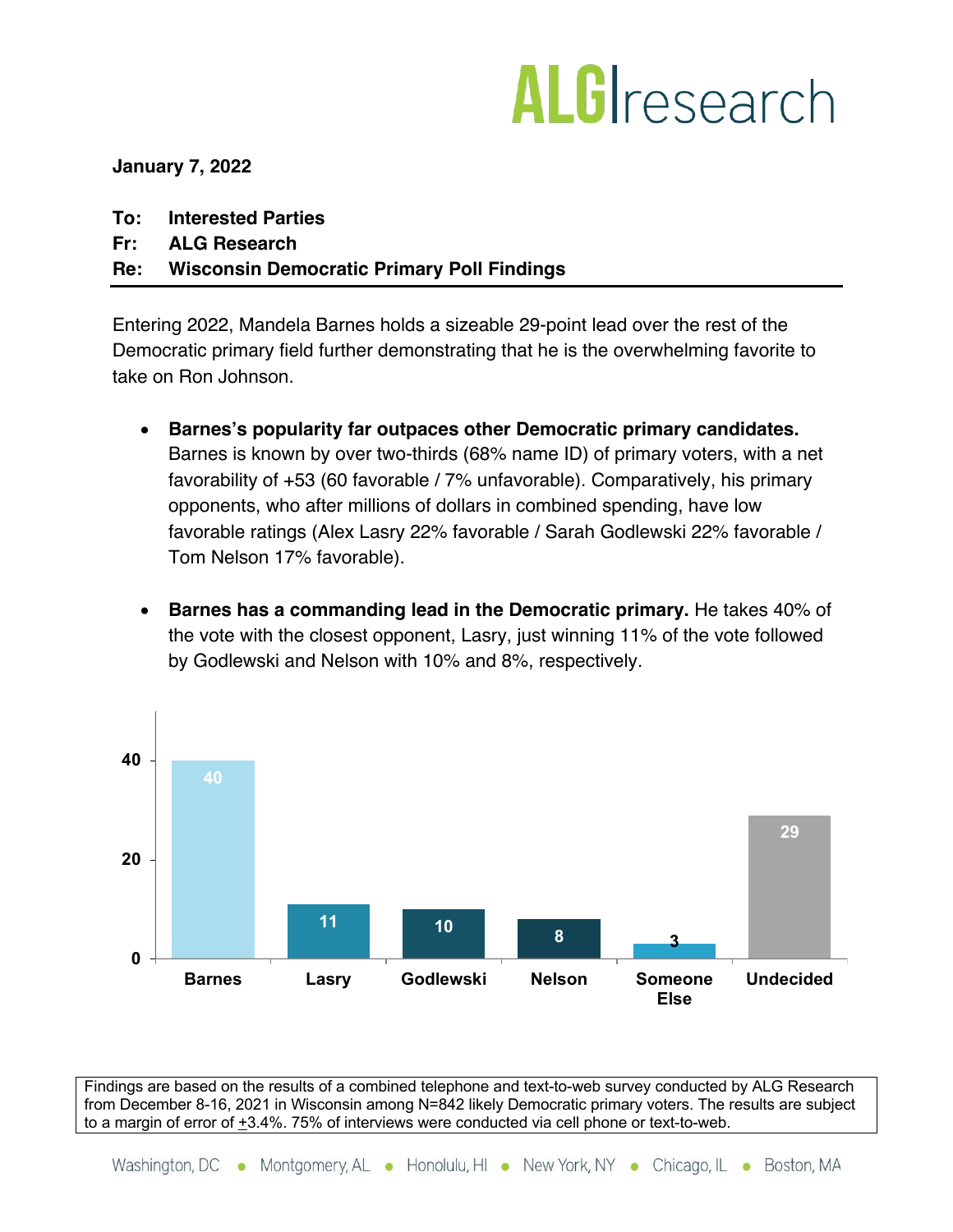**ALG research**

**January 7, 2022**

**To: Interested Parties**
**Fr: ALG Research**
**Re: Wisconsin Democratic Primary Poll Findings**

---

Entering 2022, Mandela Barnes holds a sizeable 29-point lead over the rest of the Democratic primary field further demonstrating that he is the overwhelming favorite to take on Ron Johnson.

- **Barnes's popularity far outpaces other Democratic primary candidates.** Barnes is known by over two-thirds (68% name ID) of primary voters, with a net favorability of +53 (60 favorable / 7% unfavorable). Comparatively, his primary opponents, who after millions of dollars in combined spending, have low favorable ratings (Alex Lasry 22% favorable / Sarah Godlewski 22% favorable / Tom Nelson 17% favorable).

- **Barnes has a commanding lead in the Democratic primary.** He takes 40% of the vote with the closest opponent, Lasry, just winning 11% of the vote followed by Godlewski and Nelson with 10% and 8%, respectively.

| Barnes | Lasry | Godlewski | Nelson | Someone Else | Undecided |
|---|---|---|---|---|---|
| 40 | 11 | 10 | 8 | 3 | 29 |

Findings are based on the results of a combined telephone and text-to-web survey conducted by ALG Research from December 8-16, 2021 in Wisconsin among N=842 likely Democratic primary voters. The results are subject to a margin of error of ±3.4%. 75% of interviews were conducted via cell phone or text-to-web.

Washington, DC • Montgomery, AL • Honolulu, HI • New York, NY • Chicago, IL • Boston, MA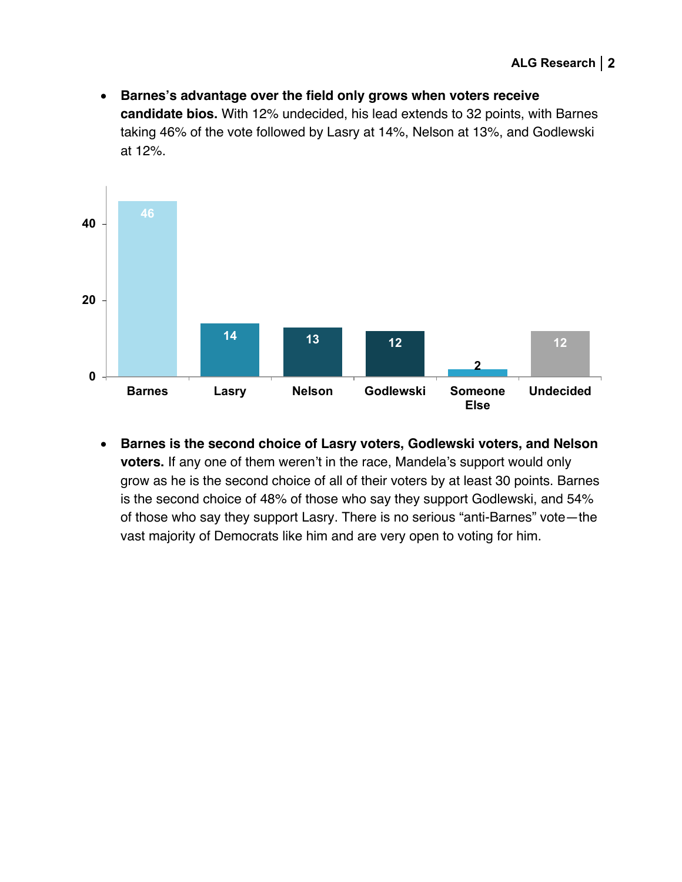- **Barnes's advantage over the field only grows when voters receive candidate bios.** With 12% undecided, his lead extends to 32 points, with Barnes taking 46% of the vote followed by Lasry at 14%, Nelson at 13%, and Godlewski at 12%.

46
14
13
12
2
12

40
20
0

Barnes
Lasry
Nelson
Godlewski
Someone Else
Undecided

- **Barnes is the second choice of Lasry voters, Godlewski voters, and Nelson voters.** If any one of them weren't in the race, Mandela's support would only grow as he is the second choice of all of their voters by at least 30 points. Barnes is the second choice of 48% of those who say they support Godlewski, and 54% of those who say they support Lasry. There is no serious "anti-Barnes" vote—the vast majority of Democrats like him and are very open to voting for him.